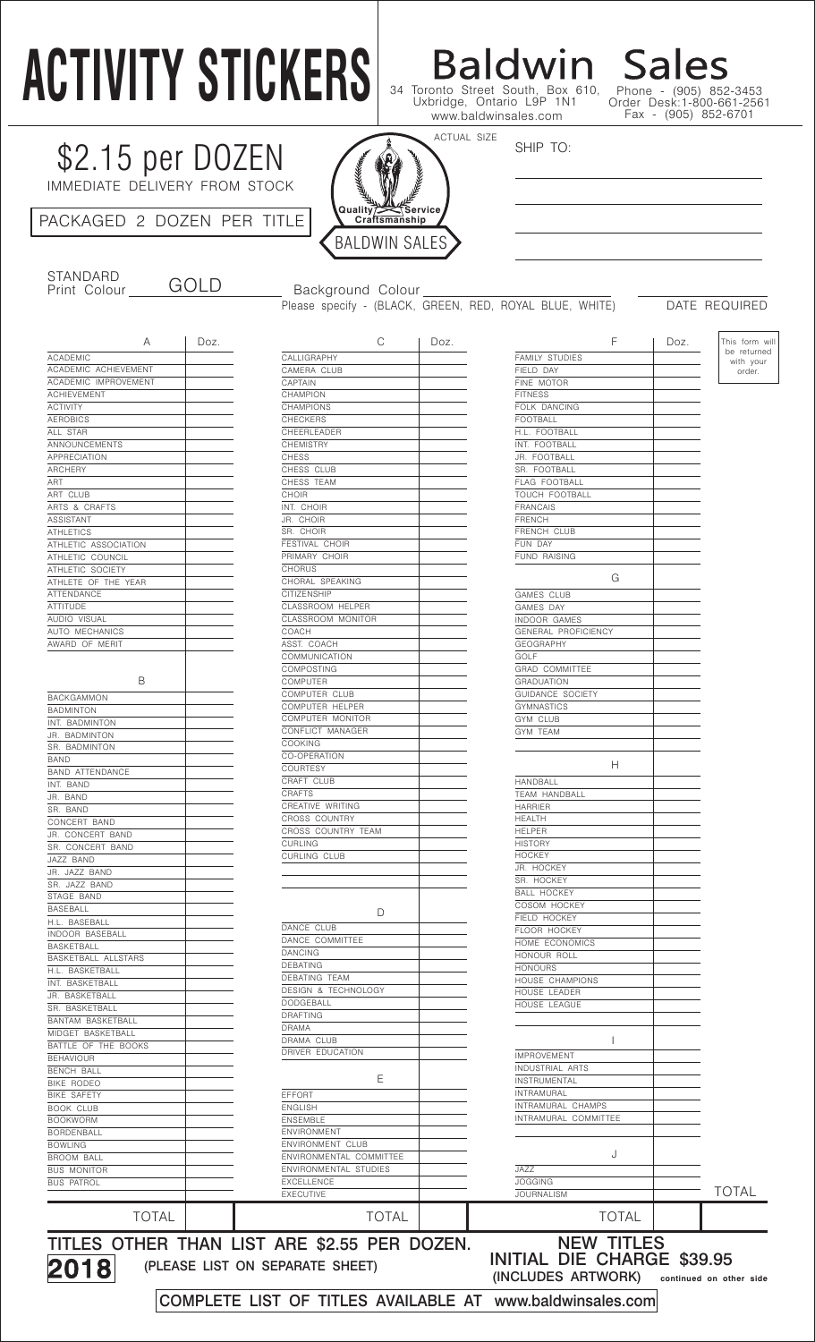# ACTIVITY STICKERS

## Baldwin Sales

34 Toronto Street South, Box 610, Uxbridge, Ontario L9P 1N1
www.baldwinsales.com

Phone - (905) 852-3453
Order Desk: 1-800-661-2561
Fax - (905) 852-6701

## $2.15 per DOZEN

IMMEDIATE DELIVERY FROM STOCK

PACKAGED 2 DOZEN PER TITLE

ACTUAL SIZE

Quality Service Craftsmanship
BALDWIN SALES

SHIP TO:

______________________

______________________

______________________

STANDARD Print Colour GOLD

Background Colour ______________________
Please specify - (BLACK, GREEN, RED, ROYAL BLUE, WHITE)

DATE REQUIRED ______________

This form will be returned with your order.

| A | Doz. |
|---|---|
| ACADEMIC | |
| ACADEMIC ACHIEVEMENT | |
| ACADEMIC IMPROVEMENT | |
| ACHIEVEMENT | |
| ACTIVITY | |
| AEROBICS | |
| ALL STAR | |
| ANNOUNCEMENTS | |
| APPRECIATION | |
| ARCHERY | |
| ART | |
| ART CLUB | |
| ARTS & CRAFTS | |
| ASSISTANT | |
| ATHLETICS | |
| ATHLETIC ASSOCIATION | |
| ATHLETIC COUNCIL | |
| ATHLETIC SOCIETY | |
| ATHLETE OF THE YEAR | |
| ATTENDANCE | |
| ATTITUDE | |
| AUDIO VISUAL | |
| AUTO MECHANICS | |
| AWARD OF MERIT | |
| **B** | |
| BACKGAMMON | |
| BADMINTON | |
| INT. BADMINTON | |
| JR. BADMINTON | |
| SR. BADMINTON | |
| BAND | |
| BAND ATTENDANCE | |
| INT. BAND | |
| JR. BAND | |
| SR. BAND | |
| CONCERT BAND | |
| JR. CONCERT BAND | |
| SR. CONCERT BAND | |
| JAZZ BAND | |
| JR. JAZZ BAND | |
| SR. JAZZ BAND | |
| STAGE BAND | |
| BASEBALL | |
| H.L. BASEBALL | |
| INDOOR BASEBALL | |
| BASKETBALL | |
| BASKETBALL ALLSTARS | |
| H.L. BASKETBALL | |
| INT. BASKETBALL | |
| JR. BASKETBALL | |
| SR. BASKETBALL | |
| BANTAM BASKETBALL | |
| MIDGET BASKETBALL | |
| BATTLE OF THE BOOKS | |
| BEHAVIOUR | |
| BENCH BALL | |
| BIKE RODEO | |
| BIKE SAFETY | |
| BOOK CLUB | |
| BOOKWORM | |
| BORDENBALL | |
| BOWLING | |
| BROOM BALL | |
| BUS MONITOR | |
| BUS PATROL | |
| TOTAL | |

| C | Doz. |
|---|---|
| CALLIGRAPHY | |
| CAMERA CLUB | |
| CAPTAIN | |
| CHAMPION | |
| CHAMPIONS | |
| CHECKERS | |
| CHEERLEADER | |
| CHEMISTRY | |
| CHESS | |
| CHESS CLUB | |
| CHESS TEAM | |
| CHOIR | |
| INT. CHOIR | |
| JR. CHOIR | |
| SR. CHOIR | |
| FESTIVAL CHOIR | |
| PRIMARY CHOIR | |
| CHORUS | |
| CHORAL SPEAKING | |
| CITIZENSHIP | |
| CLASSROOM HELPER | |
| CLASSROOM MONITOR | |
| COACH | |
| ASST. COACH | |
| COMMUNICATION | |
| COMPOSTING | |
| COMPUTER | |
| COMPUTER CLUB | |
| COMPUTER HELPER | |
| COMPUTER MONITOR | |
| CONFLICT MANAGER | |
| COOKING | |
| CO-OPERATION | |
| COURTESY | |
| CRAFT CLUB | |
| CRAFTS | |
| CREATIVE WRITING | |
| CROSS COUNTRY | |
| CROSS COUNTRY TEAM | |
| CURLING | |
| CURLING CLUB | |
| **D** | |
| DANCE CLUB | |
| DANCE COMMITTEE | |
| DANCING | |
| DEBATING | |
| DEBATING TEAM | |
| DESIGN & TECHNOLOGY | |
| DODGEBALL | |
| DRAFTING | |
| DRAMA | |
| DRAMA CLUB | |
| DRIVER EDUCATION | |
| **E** | |
| EFFORT | |
| ENGLISH | |
| ENSEMBLE | |
| ENVIRONMENT | |
| ENVIRONMENT CLUB | |
| ENVIRONMENTAL COMMITTEE | |
| ENVIRONMENTAL STUDIES | |
| EXCELLENCE | |
| EXECUTIVE | |
| TOTAL | |

| F | Doz. |
|---|---|
| FAMILY STUDIES | |
| FIELD DAY | |
| FINE MOTOR | |
| FITNESS | |
| FOLK DANCING | |
| FOOTBALL | |
| H.L. FOOTBALL | |
| INT. FOOTBALL | |
| JR. FOOTBALL | |
| SR. FOOTBALL | |
| FLAG FOOTBALL | |
| TOUCH FOOTBALL | |
| FRANCAIS | |
| FRENCH | |
| FRENCH CLUB | |
| FUN DAY | |
| FUND RAISING | |
| **G** | |
| GAMES CLUB | |
| GAMES DAY | |
| INDOOR GAMES | |
| GENERAL PROFICIENCY | |
| GEOGRAPHY | |
| GOLF | |
| GRAD COMMITTEE | |
| GRADUATION | |
| GUIDANCE SOCIETY | |
| GYMNASTICS | |
| GYM CLUB | |
| GYM TEAM | |
| **H** | |
| HANDBALL | |
| TEAM HANDBALL | |
| HARRIER | |
| HEALTH | |
| HELPER | |
| HISTORY | |
| HOCKEY | |
| JR. HOCKEY | |
| SR. HOCKEY | |
| BALL HOCKEY | |
| COSOM HOCKEY | |
| FIELD HOCKEY | |
| FLOOR HOCKEY | |
| HOME ECONOMICS | |
| HONOUR ROLL | |
| HONOURS | |
| HOUSE CHAMPIONS | |
| HOUSE LEADER | |
| HOUSE LEAGUE | |
| **I** | |
| IMPROVEMENT | |
| INDUSTRIAL ARTS | |
| INSTRUMENTAL | |
| INTRAMURAL | |
| INTRAMURAL CHAMPS | |
| INTRAMURAL COMMITTEE | |
| **J** | |
| JAZZ | |
| JOGGING | |
| JOURNALISM | |
| TOTAL | |

TOTAL ______

**TITLES OTHER THAN LIST ARE $2.55 PER DOZEN.**
**(PLEASE LIST ON SEPARATE SHEET)**

**2018**

**NEW TITLES**
**INITIAL DIE CHARGE $39.95**
**(INCLUDES ARTWORK)**

**continued on other side**

**COMPLETE LIST OF TITLES AVAILABLE AT www.baldwinsales.com**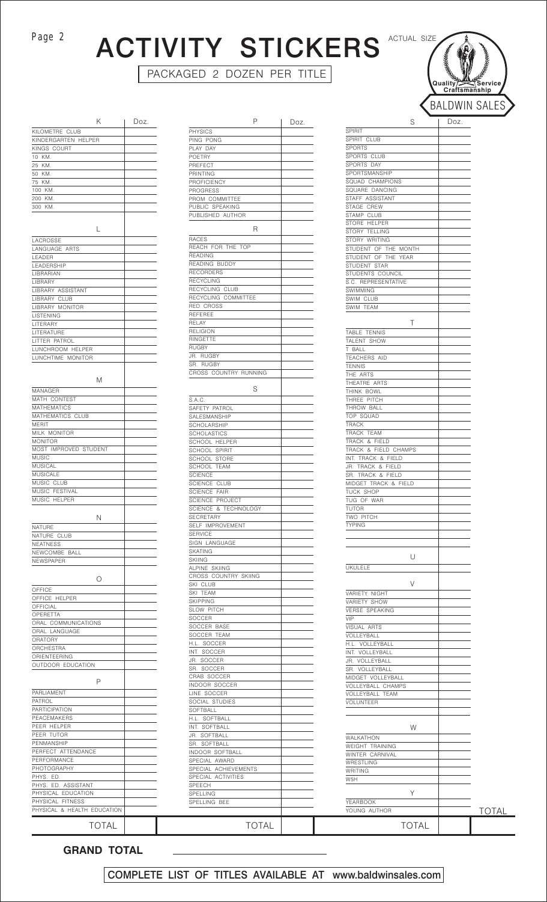# ACTIVITY STICKERS

ACTUAL SIZE

PACKAGED 2 DOZEN PER TITLE

Quality Service Craftsmanship

BALDWIN SALES

| K | Doz. |
|---|---|
| KILOMETRE CLUB | |
| KINDERGARTEN HELPER | |
| KINGS COURT | |
| 10 KM. | |
| 25 KM. | |
| 50 KM. | |
| 75 KM. | |
| 100 KM. | |
| 200 KM. | |
| 300 KM. | |
| **L** | |
| LACROSSE | |
| LANGUAGE ARTS | |
| LEADER | |
| LEADERSHIP | |
| LIBRARIAN | |
| LIBRARY | |
| LIBRARY ASSISTANT | |
| LIBRARY CLUB | |
| LIBRARY MONITOR | |
| LISTENING | |
| LITERARY | |
| LITERATURE | |
| LITTER PATROL | |
| LUNCHROOM HELPER | |
| LUNCHTIME MONITOR | |
| **M** | |
| MANAGER | |
| MATH CONTEST | |
| MATHEMATICS | |
| MATHEMATICS CLUB | |
| MERIT | |
| MILK MONITOR | |
| MONITOR | |
| MOST IMPROVED STUDENT | |
| MUSIC | |
| MUSICAL | |
| MUSICALE | |
| MUSIC CLUB | |
| MUSIC FESTIVAL | |
| MUSIC HELPER | |
| **N** | |
| NATURE | |
| NATURE CLUB | |
| NEATNESS | |
| NEWCOMBE BALL | |
| NEWSPAPER | |
| **O** | |
| OFFICE | |
| OFFICE HELPER | |
| OFFICIAL | |
| OPERETTA | |
| ORAL COMMUNICATIONS | |
| ORAL LANGUAGE | |
| ORATORY | |
| ORCHESTRA | |
| ORIENTEERING | |
| OUTDOOR EDUCATION | |
| **P** | |
| PARLIAMENT | |
| PATROL | |
| PARTICIPATION | |
| PEACEMAKERS | |
| PEER HELPER | |
| PEER TUTOR | |
| PENMANSHIP | |
| PERFECT ATTENDANCE | |
| PERFORMANCE | |
| PHOTOGRAPHY | |
| PHYS. ED. | |
| PHYS. ED. ASSISTANT | |
| PHYSICAL EDUCATION | |
| PHYSICAL FITNESS | |
| PHYSICAL & HEALTH EDUCATION | |
| **TOTAL** | |

| P | Doz. |
|---|---|
| PHYSICS | |
| PING PONG | |
| PLAY DAY | |
| POETRY | |
| PREFECT | |
| PRINTING | |
| PROFICIENCY | |
| PROGRESS | |
| PROM COMMITTEE | |
| PUBLIC SPEAKING | |
| PUBLISHED AUTHOR | |
| **R** | |
| RACES | |
| REACH FOR THE TOP | |
| READING | |
| READING BUDDY | |
| RECORDERS | |
| RECYCLING | |
| RECYCLING CLUB | |
| RECYCLING COMMITTEE | |
| RED CROSS | |
| REFEREE | |
| RELAY | |
| RELIGION | |
| RINGETTE | |
| RUGBY | |
| JR. RUGBY | |
| SR. RUGBY | |
| CROSS COUNTRY RUNNING | |
| **S** | |
| S.A.C. | |
| SAFETY PATROL | |
| SALESMANSHIP | |
| SCHOLARSHIP | |
| SCHOLASTICS | |
| SCHOOL HELPER | |
| SCHOOL SPIRIT | |
| SCHOOL STORE | |
| SCHOOL TEAM | |
| SCIENCE | |
| SCIENCE CLUB | |
| SCIENCE FAIR | |
| SCIENCE PROJECT | |
| SCIENCE & TECHNOLOGY | |
| SECRETARY | |
| SELF IMPROVEMENT | |
| SERVICE | |
| SIGN LANGUAGE | |
| SKATING | |
| SKIING | |
| ALPINE SKIING | |
| CROSS COUNTRY SKIING | |
| SKI CLUB | |
| SKI TEAM | |
| SKIPPING | |
| SLOW PITCH | |
| SOCCER | |
| SOCCER BASE | |
| SOCCER TEAM | |
| H.L. SOCCER | |
| INT. SOCCER | |
| JR. SOCCER | |
| SR. SOCCER | |
| CRAB SOCCER | |
| INDOOR SOCCER | |
| LINE SOCCER | |
| SOCIAL STUDIES | |
| SOFTBALL | |
| H.L. SOFTBALL | |
| INT. SOFTBALL | |
| JR. SOFTBALL | |
| SR. SOFTBALL | |
| INDOOR SOFTBALL | |
| SPECIAL AWARD | |
| SPECIAL ACHIEVEMENTS | |
| SPECIAL ACTIVITIES | |
| SPEECH | |
| SPELLING | |
| SPELLING BEE | |
| **TOTAL** | |

| S | Doz. |
|---|---|
| SPIRIT | |
| SPIRIT CLUB | |
| SPORTS | |
| SPORTS CLUB | |
| SPORTS DAY | |
| SPORTSMANSHIP | |
| SQUAD CHAMPIONS | |
| SQUARE DANCING | |
| STAFF ASSISTANT | |
| STAGE CREW | |
| STAMP CLUB | |
| STORE HELPER | |
| STORY TELLING | |
| STORY WRITING | |
| STUDENT OF THE MONTH | |
| STUDENT OF THE YEAR | |
| STUDENT STAR | |
| STUDENTS COUNCIL | |
| S.C. REPRESENTATIVE | |
| SWIMMING | |
| SWIM CLUB | |
| SWIM TEAM | |
| **T** | |
| TABLE TENNIS | |
| TALENT SHOW | |
| T BALL | |
| TEACHERS AID | |
| TENNIS | |
| THE ARTS | |
| THEATRE ARTS | |
| THINK BOWL | |
| THREE PITCH | |
| THROW BALL | |
| TOP SQUAD | |
| TRACK | |
| TRACK TEAM | |
| TRACK & FIELD | |
| TRACK & FIELD CHAMPS | |
| INT. TRACK & FIELD | |
| JR. TRACK & FIELD | |
| SR. TRACK & FIELD | |
| MIDGET TRACK & FIELD | |
| TUCK SHOP | |
| TUG OF WAR | |
| TUTOR | |
| TWO PITCH | |
| TYPING | |
| **U** | |
| UKULELE | |
| **V** | |
| VARIETY NIGHT | |
| VARIETY SHOW | |
| VERSE SPEAKING | |
| VIP | |
| VISUAL ARTS | |
| VOLLEYBALL | |
| H.L. VOLLEYBALL | |
| INT. VOLLEYBALL | |
| JR. VOLLEYBALL | |
| SR. VOLLEYBALL | |
| MIDGET VOLLEYBALL | |
| VOLLEYBALL CHAMPS | |
| VOLLEYBALL TEAM | |
| VOLUNTEER | |
| **W** | |
| WALKATHON | |
| WEIGHT TRAINING | |
| WINTER CARNIVAL | |
| WRESTLING | |
| WRITING | |
| W5H | |
| **Y** | |
| YEARBOOK | |
| YOUNG AUTHOR | |
| **TOTAL** | |

TOTAL

**GRAND TOTAL** ____________________

COMPLETE LIST OF TITLES AVAILABLE AT www.baldwinsales.com